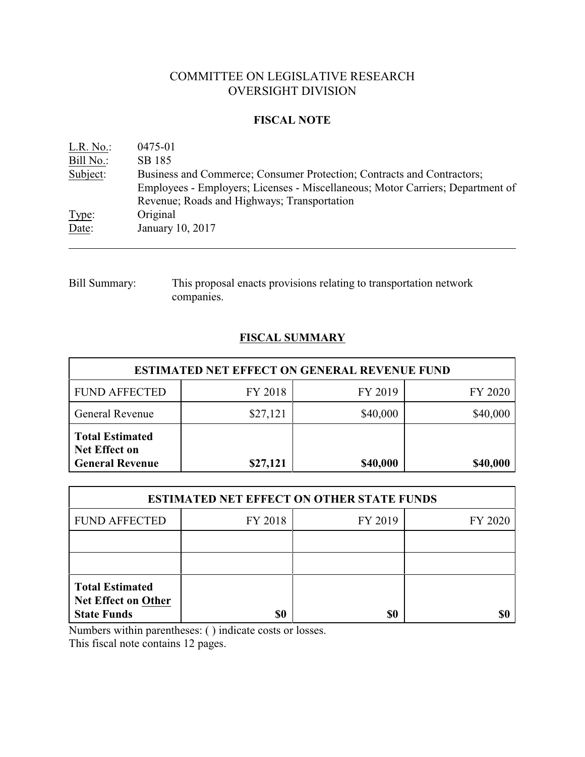# COMMITTEE ON LEGISLATIVE RESEARCH
# OVERSIGHT DIVISION

## FISCAL NOTE

| | |
|---|---|
| L.R. No.: | 0475-01 |
| Bill No.: | SB 185 |
| Subject: | Business and Commerce; Consumer Protection; Contracts and Contractors; Employees - Employers; Licenses - Miscellaneous; Motor Carriers; Department of Revenue; Roads and Highways; Transportation |
| Type: | Original |
| Date: | January 10, 2017 |

Bill Summary: This proposal enacts provisions relating to transportation network companies.

## FISCAL SUMMARY

| ESTIMATED NET EFFECT ON GENERAL REVENUE FUND | | | |
|---|---|---|---|
| FUND AFFECTED | FY 2018 | FY 2019 | FY 2020 |
| General Revenue | $27,121 | $40,000 | $40,000 |
| **Total Estimated Net Effect on General Revenue** | **$27,121** | **$40,000** | **$40,000** |

| ESTIMATED NET EFFECT ON OTHER STATE FUNDS | | | |
|---|---|---|---|
| FUND AFFECTED | FY 2018 | FY 2019 | FY 2020 |
| | | | |
| | | | |
| **Total Estimated Net Effect on Other State Funds** | **$0** | **$0** | **$0** |

Numbers within parentheses: ( ) indicate costs or losses.
This fiscal note contains 12 pages.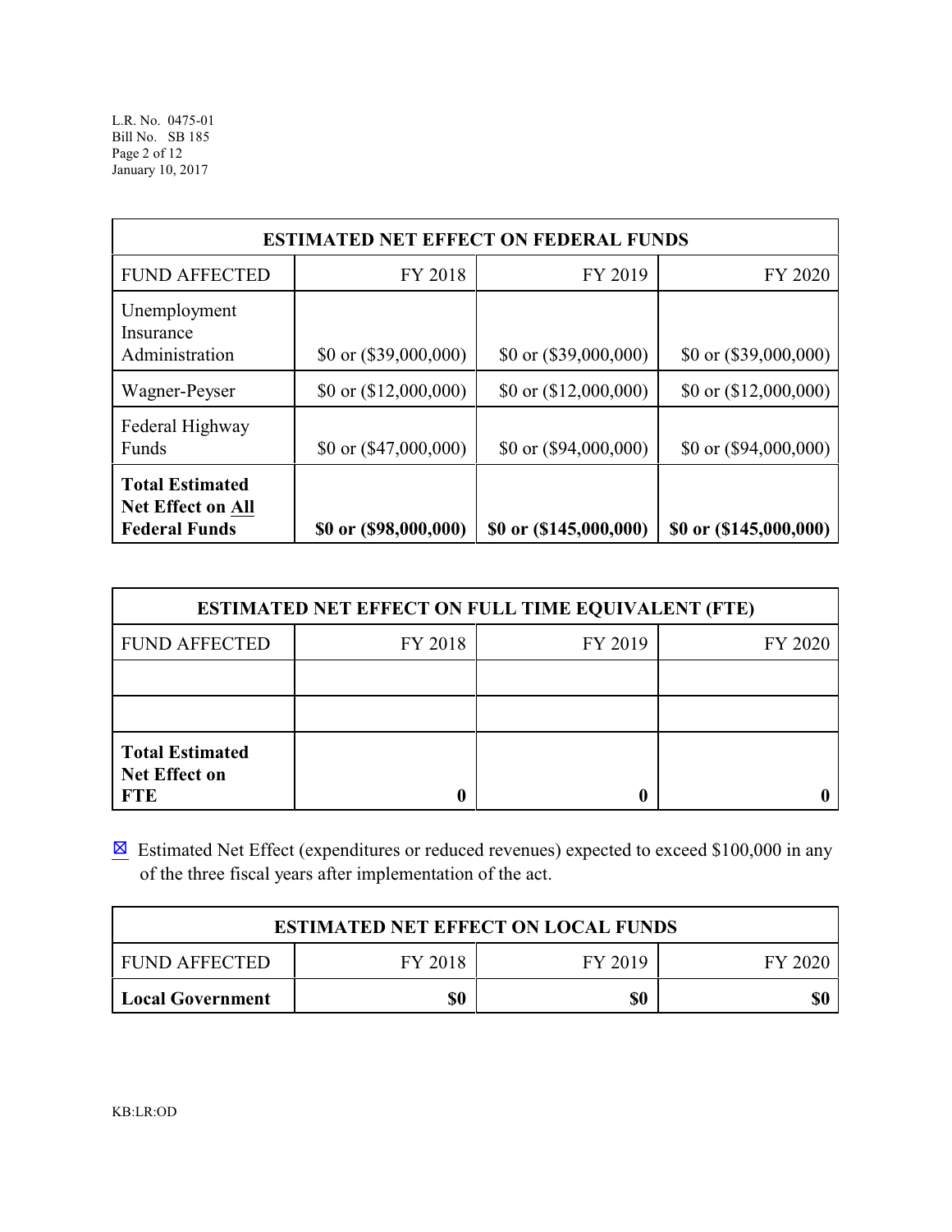| ESTIMATED NET EFFECT ON FEDERAL FUNDS | | | |
|---|---|---|---|
| FUND AFFECTED | FY 2018 | FY 2019 | FY 2020 |
| Unemployment Insurance Administration | $0 or ($39,000,000) | $0 or ($39,000,000) | $0 or ($39,000,000) |
| Wagner-Peyser | $0 or ($12,000,000) | $0 or ($12,000,000) | $0 or ($12,000,000) |
| Federal Highway Funds | $0 or ($47,000,000) | $0 or ($94,000,000) | $0 or ($94,000,000) |
| **Total Estimated Net Effect on All Federal Funds** | **$0 or ($98,000,000)** | **$0 or ($145,000,000)** | **$0 or ($145,000,000)** |

| ESTIMATED NET EFFECT ON FULL TIME EQUIVALENT (FTE) | | | |
|---|---|---|---|
| FUND AFFECTED | FY 2018 | FY 2019 | FY 2020 |
| | | | |
| | | | |
| **Total Estimated Net Effect on FTE** | **0** | **0** | **0** |

☒ Estimated Net Effect (expenditures or reduced revenues) expected to exceed $100,000 in any of the three fiscal years after implementation of the act.

| ESTIMATED NET EFFECT ON LOCAL FUNDS | | | |
|---|---|---|---|
| FUND AFFECTED | FY 2018 | FY 2019 | FY 2020 |
| **Local Government** | **$0** | **$0** | **$0** |

KB:LR:OD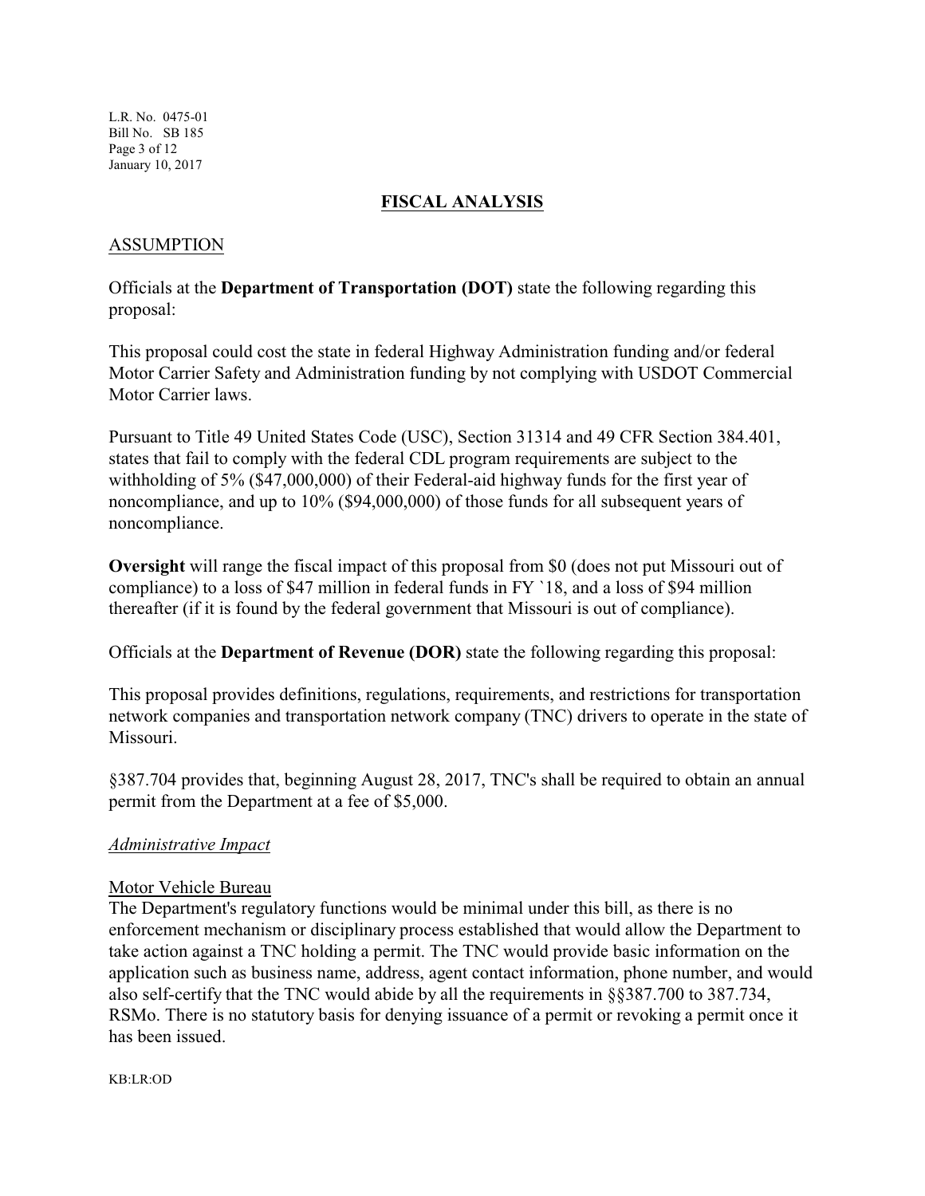## FISCAL ANALYSIS

### ASSUMPTION

Officials at the **Department of Transportation (DOT)** state the following regarding this proposal:

This proposal could cost the state in federal Highway Administration funding and/or federal Motor Carrier Safety and Administration funding by not complying with USDOT Commercial Motor Carrier laws.

Pursuant to Title 49 United States Code (USC), Section 31314 and 49 CFR Section 384.401, states that fail to comply with the federal CDL program requirements are subject to the withholding of 5% ($47,000,000) of their Federal-aid highway funds for the first year of noncompliance, and up to 10% ($94,000,000) of those funds for all subsequent years of noncompliance.

**Oversight** will range the fiscal impact of this proposal from $0 (does not put Missouri out of compliance) to a loss of $47 million in federal funds in FY `18, and a loss of $94 million thereafter (if it is found by the federal government that Missouri is out of compliance).

Officials at the **Department of Revenue (DOR)** state the following regarding this proposal:

This proposal provides definitions, regulations, requirements, and restrictions for transportation network companies and transportation network company (TNC) drivers to operate in the state of Missouri.

§387.704 provides that, beginning August 28, 2017, TNC's shall be required to obtain an annual permit from the Department at a fee of $5,000.

*Administrative Impact*

Motor Vehicle Bureau

The Department's regulatory functions would be minimal under this bill, as there is no enforcement mechanism or disciplinary process established that would allow the Department to take action against a TNC holding a permit. The TNC would provide basic information on the application such as business name, address, agent contact information, phone number, and would also self-certify that the TNC would abide by all the requirements in §§387.700 to 387.734, RSMo. There is no statutory basis for denying issuance of a permit or revoking a permit once it has been issued.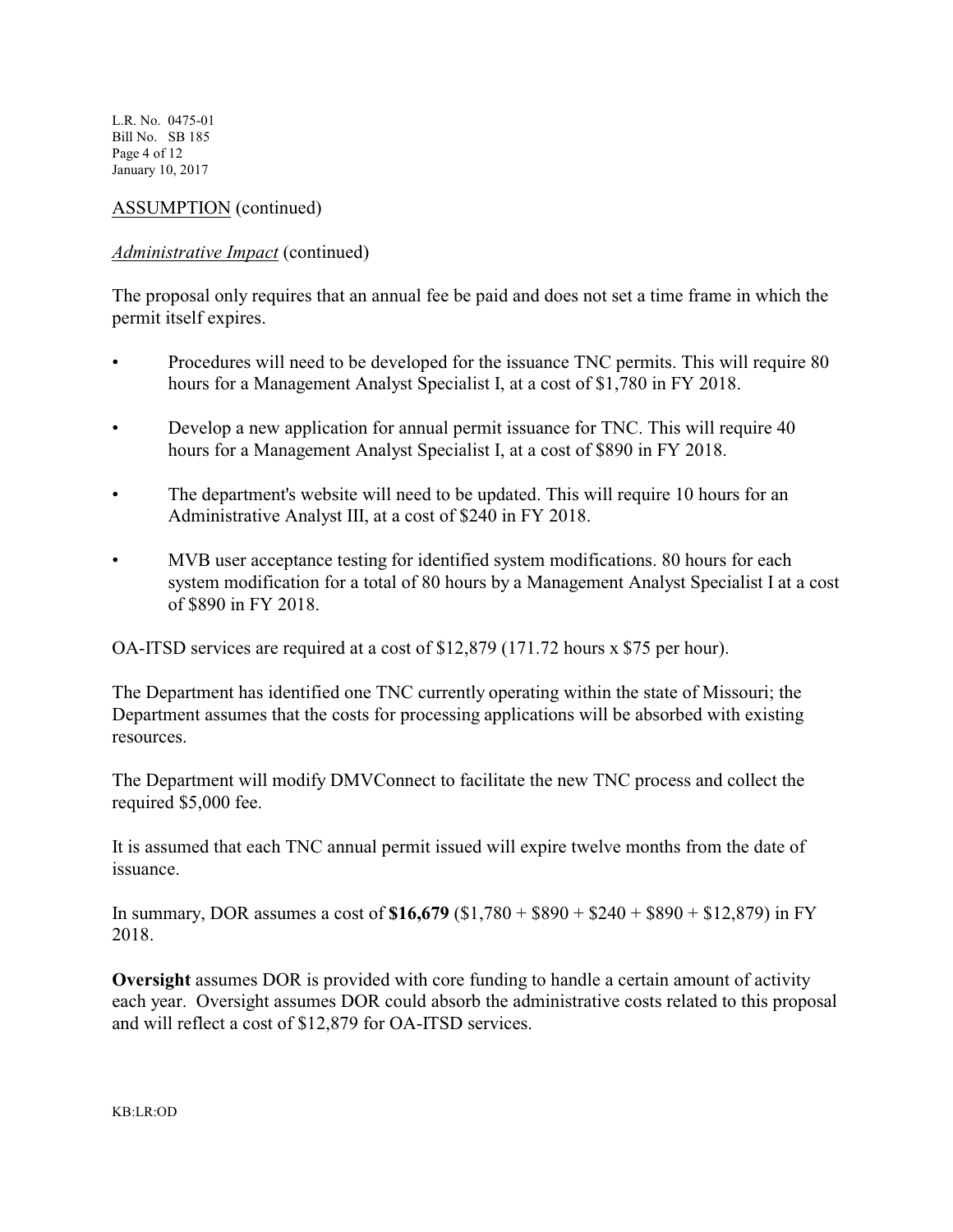ASSUMPTION (continued)

*Administrative Impact* (continued)

The proposal only requires that an annual fee be paid and does not set a time frame in which the permit itself expires.

- Procedures will need to be developed for the issuance TNC permits. This will require 80 hours for a Management Analyst Specialist I, at a cost of $1,780 in FY 2018.
- Develop a new application for annual permit issuance for TNC. This will require 40 hours for a Management Analyst Specialist I, at a cost of $890 in FY 2018.
- The department's website will need to be updated. This will require 10 hours for an Administrative Analyst III, at a cost of $240 in FY 2018.
- MVB user acceptance testing for identified system modifications. 80 hours for each system modification for a total of 80 hours by a Management Analyst Specialist I at a cost of $890 in FY 2018.

OA-ITSD services are required at a cost of $12,879 (171.72 hours x $75 per hour).

The Department has identified one TNC currently operating within the state of Missouri; the Department assumes that the costs for processing applications will be absorbed with existing resources.

The Department will modify DMVConnect to facilitate the new TNC process and collect the required $5,000 fee.

It is assumed that each TNC annual permit issued will expire twelve months from the date of issuance.

In summary, DOR assumes a cost of **$16,679** ($1,780 + $890 + $240 + $890 + $12,879) in FY 2018.

**Oversight** assumes DOR is provided with core funding to handle a certain amount of activity each year. Oversight assumes DOR could absorb the administrative costs related to this proposal and will reflect a cost of $12,879 for OA-ITSD services.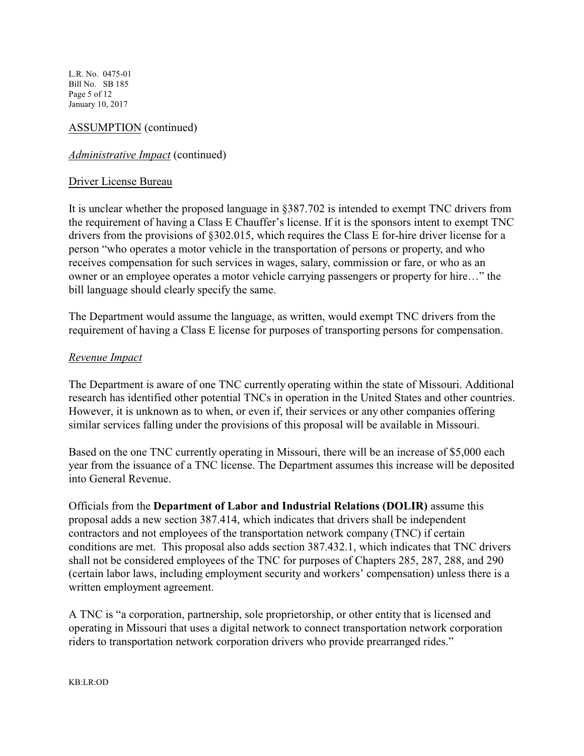ASSUMPTION (continued)

*Administrative Impact* (continued)

Driver License Bureau

It is unclear whether the proposed language in §387.702 is intended to exempt TNC drivers from the requirement of having a Class E Chauffer's license. If it is the sponsors intent to exempt TNC drivers from the provisions of §302.015, which requires the Class E for-hire driver license for a person "who operates a motor vehicle in the transportation of persons or property, and who receives compensation for such services in wages, salary, commission or fare, or who as an owner or an employee operates a motor vehicle carrying passengers or property for hire…" the bill language should clearly specify the same.

The Department would assume the language, as written, would exempt TNC drivers from the requirement of having a Class E license for purposes of transporting persons for compensation.

*Revenue Impact*

The Department is aware of one TNC currently operating within the state of Missouri. Additional research has identified other potential TNCs in operation in the United States and other countries. However, it is unknown as to when, or even if, their services or any other companies offering similar services falling under the provisions of this proposal will be available in Missouri.

Based on the one TNC currently operating in Missouri, there will be an increase of $5,000 each year from the issuance of a TNC license. The Department assumes this increase will be deposited into General Revenue.

Officials from the **Department of Labor and Industrial Relations (DOLIR)** assume this proposal adds a new section 387.414, which indicates that drivers shall be independent contractors and not employees of the transportation network company (TNC) if certain conditions are met. This proposal also adds section 387.432.1, which indicates that TNC drivers shall not be considered employees of the TNC for purposes of Chapters 285, 287, 288, and 290 (certain labor laws, including employment security and workers' compensation) unless there is a written employment agreement.

A TNC is "a corporation, partnership, sole proprietorship, or other entity that is licensed and operating in Missouri that uses a digital network to connect transportation network corporation riders to transportation network corporation drivers who provide prearranged rides."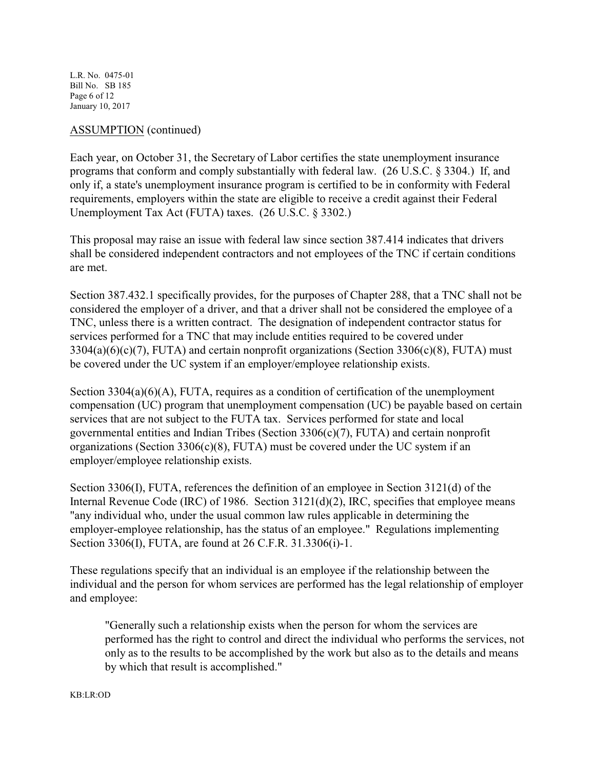ASSUMPTION (continued)

Each year, on October 31, the Secretary of Labor certifies the state unemployment insurance programs that conform and comply substantially with federal law. (26 U.S.C. § 3304.) If, and only if, a state's unemployment insurance program is certified to be in conformity with Federal requirements, employers within the state are eligible to receive a credit against their Federal Unemployment Tax Act (FUTA) taxes. (26 U.S.C. § 3302.)

This proposal may raise an issue with federal law since section 387.414 indicates that drivers shall be considered independent contractors and not employees of the TNC if certain conditions are met.

Section 387.432.1 specifically provides, for the purposes of Chapter 288, that a TNC shall not be considered the employer of a driver, and that a driver shall not be considered the employee of a TNC, unless there is a written contract. The designation of independent contractor status for services performed for a TNC that may include entities required to be covered under 3304(a)(6)(c)(7), FUTA) and certain nonprofit organizations (Section 3306(c)(8), FUTA) must be covered under the UC system if an employer/employee relationship exists.

Section 3304(a)(6)(A), FUTA, requires as a condition of certification of the unemployment compensation (UC) program that unemployment compensation (UC) be payable based on certain services that are not subject to the FUTA tax. Services performed for state and local governmental entities and Indian Tribes (Section 3306(c)(7), FUTA) and certain nonprofit organizations (Section 3306(c)(8), FUTA) must be covered under the UC system if an employer/employee relationship exists.

Section 3306(I), FUTA, references the definition of an employee in Section 3121(d) of the Internal Revenue Code (IRC) of 1986. Section 3121(d)(2), IRC, specifies that employee means "any individual who, under the usual common law rules applicable in determining the employer-employee relationship, has the status of an employee." Regulations implementing Section 3306(I), FUTA, are found at 26 C.F.R. 31.3306(i)-1.

These regulations specify that an individual is an employee if the relationship between the individual and the person for whom services are performed has the legal relationship of employer and employee:

> "Generally such a relationship exists when the person for whom the services are performed has the right to control and direct the individual who performs the services, not only as to the results to be accomplished by the work but also as to the details and means by which that result is accomplished."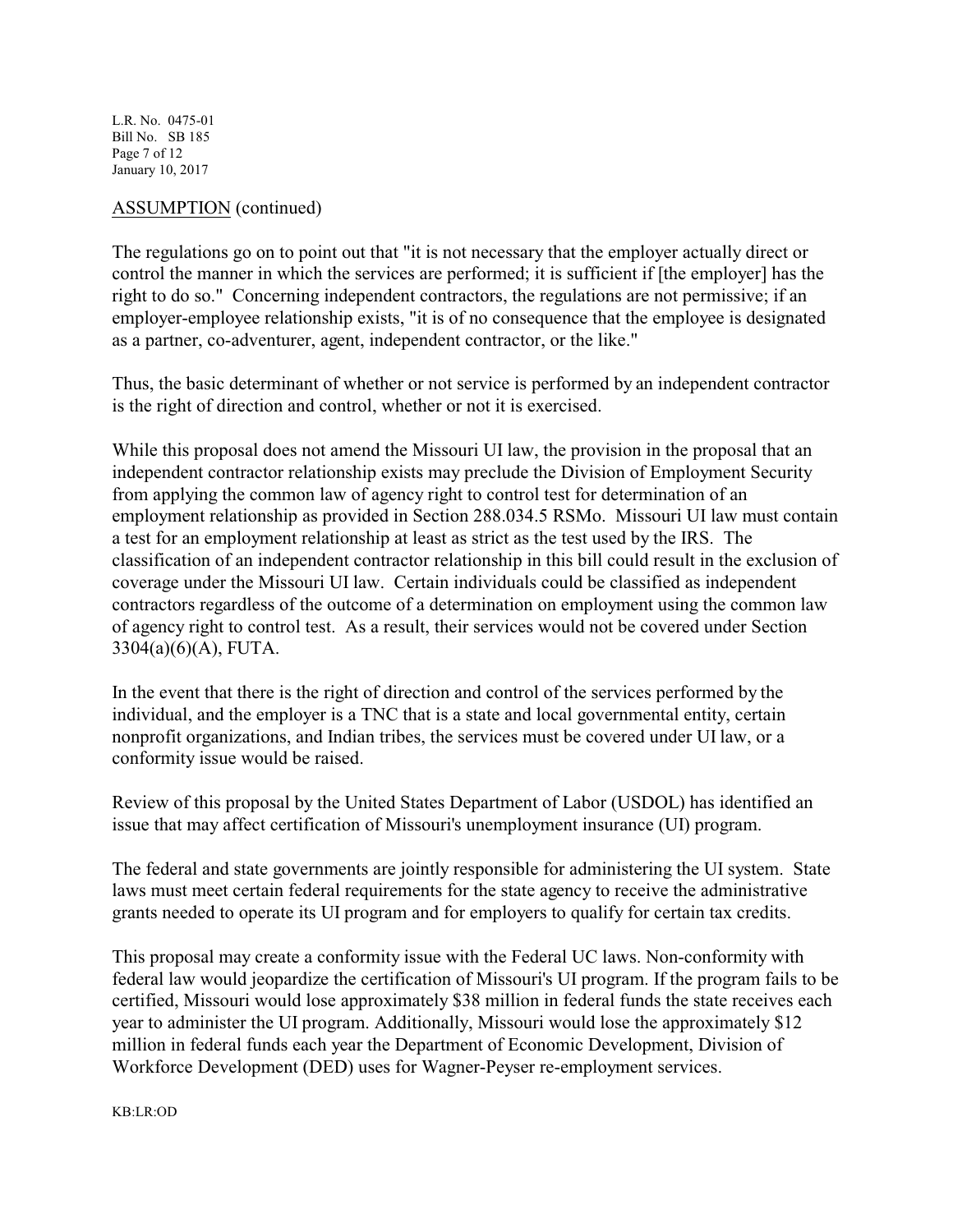ASSUMPTION (continued)

The regulations go on to point out that "it is not necessary that the employer actually direct or control the manner in which the services are performed; it is sufficient if [the employer] has the right to do so." Concerning independent contractors, the regulations are not permissive; if an employer-employee relationship exists, "it is of no consequence that the employee is designated as a partner, co-adventurer, agent, independent contractor, or the like."

Thus, the basic determinant of whether or not service is performed by an independent contractor is the right of direction and control, whether or not it is exercised.

While this proposal does not amend the Missouri UI law, the provision in the proposal that an independent contractor relationship exists may preclude the Division of Employment Security from applying the common law of agency right to control test for determination of an employment relationship as provided in Section 288.034.5 RSMo. Missouri UI law must contain a test for an employment relationship at least as strict as the test used by the IRS. The classification of an independent contractor relationship in this bill could result in the exclusion of coverage under the Missouri UI law. Certain individuals could be classified as independent contractors regardless of the outcome of a determination on employment using the common law of agency right to control test. As a result, their services would not be covered under Section 3304(a)(6)(A), FUTA.

In the event that there is the right of direction and control of the services performed by the individual, and the employer is a TNC that is a state and local governmental entity, certain nonprofit organizations, and Indian tribes, the services must be covered under UI law, or a conformity issue would be raised.

Review of this proposal by the United States Department of Labor (USDOL) has identified an issue that may affect certification of Missouri's unemployment insurance (UI) program.

The federal and state governments are jointly responsible for administering the UI system. State laws must meet certain federal requirements for the state agency to receive the administrative grants needed to operate its UI program and for employers to qualify for certain tax credits.

This proposal may create a conformity issue with the Federal UC laws. Non-conformity with federal law would jeopardize the certification of Missouri's UI program. If the program fails to be certified, Missouri would lose approximately $38 million in federal funds the state receives each year to administer the UI program. Additionally, Missouri would lose the approximately $12 million in federal funds each year the Department of Economic Development, Division of Workforce Development (DED) uses for Wagner-Peyser re-employment services.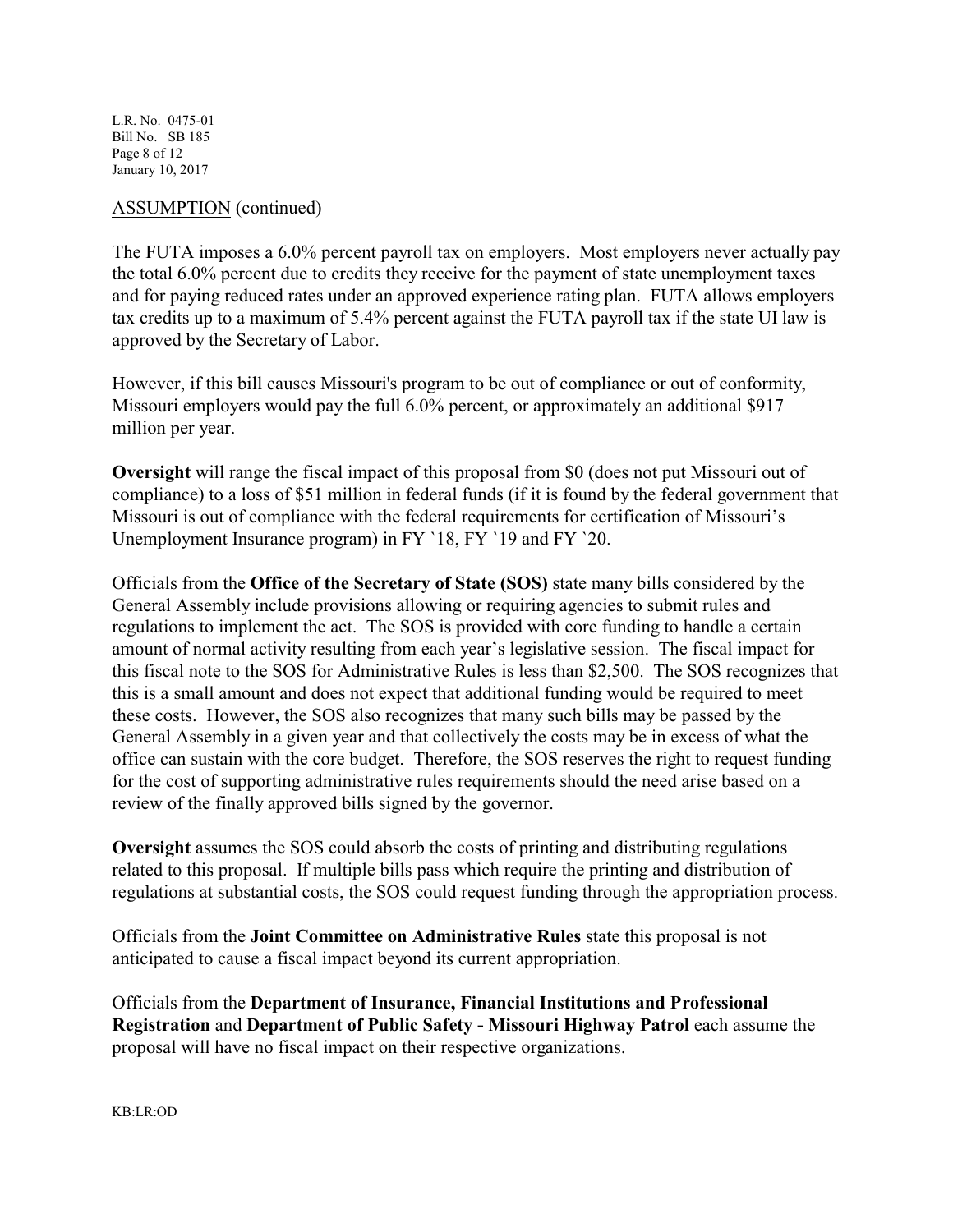ASSUMPTION (continued)

The FUTA imposes a 6.0% percent payroll tax on employers. Most employers never actually pay the total 6.0% percent due to credits they receive for the payment of state unemployment taxes and for paying reduced rates under an approved experience rating plan. FUTA allows employers tax credits up to a maximum of 5.4% percent against the FUTA payroll tax if the state UI law is approved by the Secretary of Labor.

However, if this bill causes Missouri's program to be out of compliance or out of conformity, Missouri employers would pay the full 6.0% percent, or approximately an additional $917 million per year.

**Oversight** will range the fiscal impact of this proposal from $0 (does not put Missouri out of compliance) to a loss of $51 million in federal funds (if it is found by the federal government that Missouri is out of compliance with the federal requirements for certification of Missouri's Unemployment Insurance program) in FY `18, FY `19 and FY `20.

Officials from the **Office of the Secretary of State (SOS)** state many bills considered by the General Assembly include provisions allowing or requiring agencies to submit rules and regulations to implement the act. The SOS is provided with core funding to handle a certain amount of normal activity resulting from each year's legislative session. The fiscal impact for this fiscal note to the SOS for Administrative Rules is less than $2,500. The SOS recognizes that this is a small amount and does not expect that additional funding would be required to meet these costs. However, the SOS also recognizes that many such bills may be passed by the General Assembly in a given year and that collectively the costs may be in excess of what the office can sustain with the core budget. Therefore, the SOS reserves the right to request funding for the cost of supporting administrative rules requirements should the need arise based on a review of the finally approved bills signed by the governor.

**Oversight** assumes the SOS could absorb the costs of printing and distributing regulations related to this proposal. If multiple bills pass which require the printing and distribution of regulations at substantial costs, the SOS could request funding through the appropriation process.

Officials from the **Joint Committee on Administrative Rules** state this proposal is not anticipated to cause a fiscal impact beyond its current appropriation.

Officials from the **Department of Insurance, Financial Institutions and Professional Registration** and **Department of Public Safety - Missouri Highway Patrol** each assume the proposal will have no fiscal impact on their respective organizations.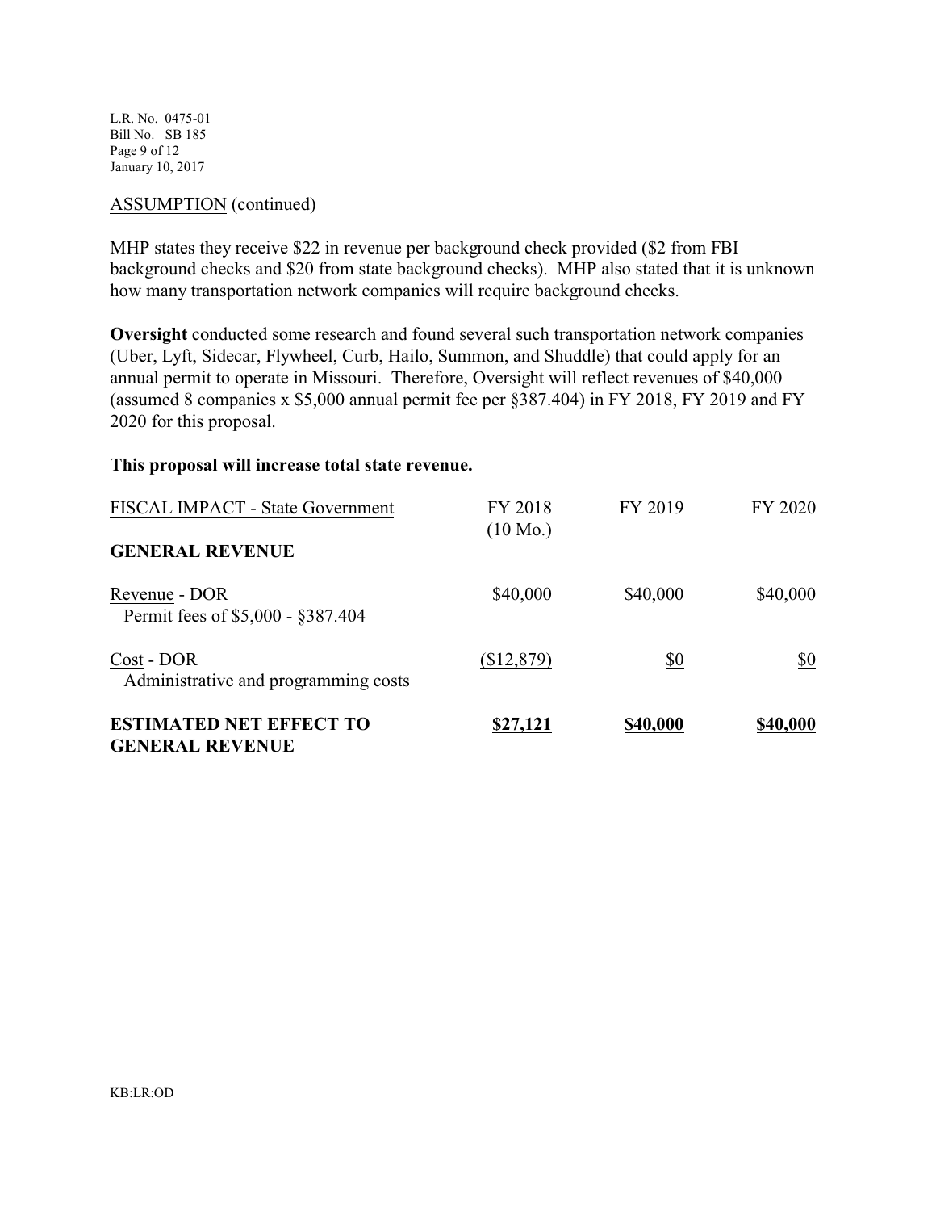ASSUMPTION (continued)

MHP states they receive $22 in revenue per background check provided ($2 from FBI background checks and $20 from state background checks). MHP also stated that it is unknown how many transportation network companies will require background checks.

**Oversight** conducted some research and found several such transportation network companies (Uber, Lyft, Sidecar, Flywheel, Curb, Hailo, Summon, and Shuddle) that could apply for an annual permit to operate in Missouri. Therefore, Oversight will reflect revenues of $40,000 (assumed 8 companies x $5,000 annual permit fee per §387.404) in FY 2018, FY 2019 and FY 2020 for this proposal.

**This proposal will increase total state revenue.**

| FISCAL IMPACT - State Government | FY 2018 (10 Mo.) | FY 2019 | FY 2020 |
|---|---|---|---|
| **GENERAL REVENUE** | | | |
| Revenue - DOR<br>Permit fees of $5,000 - §387.404 | $40,000 | $40,000 | $40,000 |
| Cost - DOR<br>Administrative and programming costs | ($12,879) | $0 | $0 |
| **ESTIMATED NET EFFECT TO GENERAL REVENUE** | **$27,121** | **$40,000** | **$40,000** |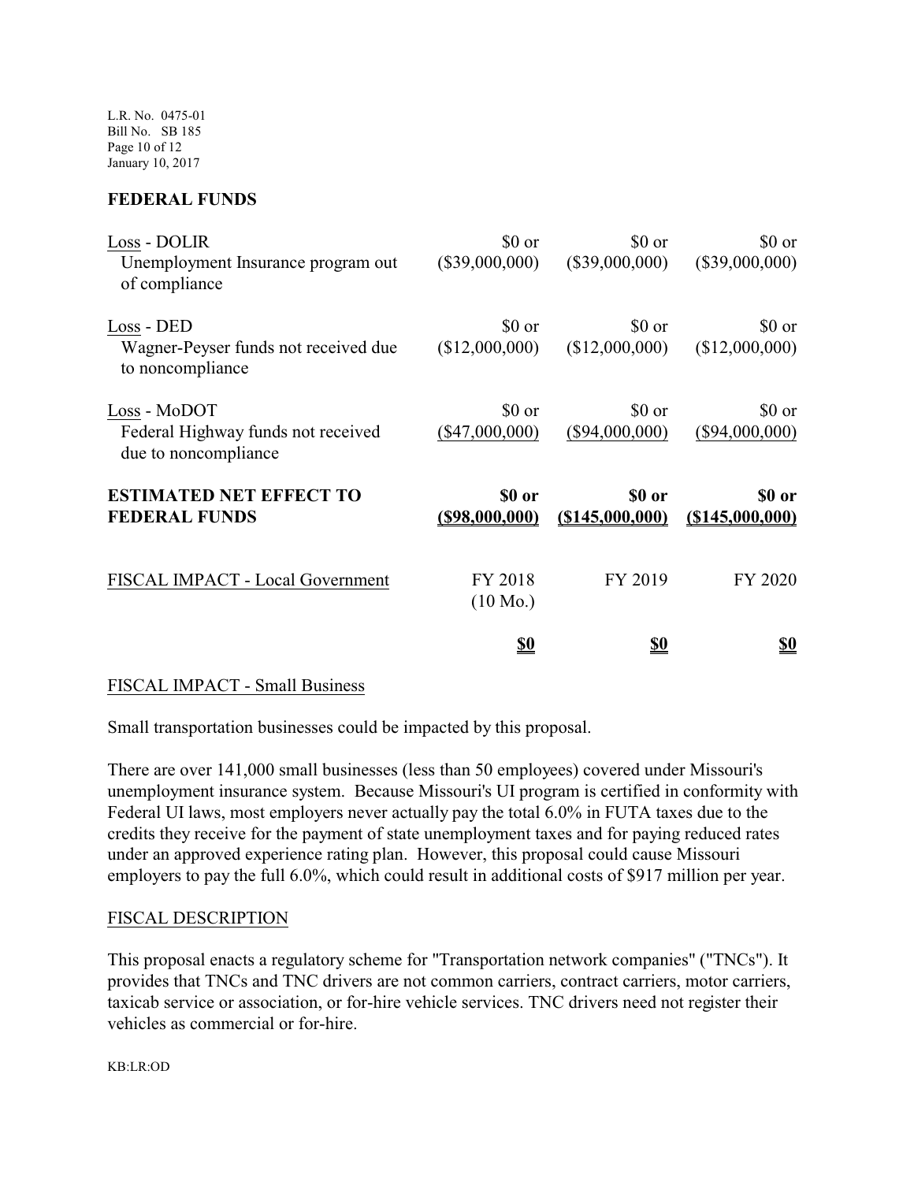## FEDERAL FUNDS

| | | | |
|---|---|---|---|
| Loss - DOLIR<br>Unemployment Insurance program out of compliance | $0 or ($39,000,000) | $0 or ($39,000,000) | $0 or ($39,000,000) |
| Loss - DED<br>Wagner-Peyser funds not received due to noncompliance | $0 or ($12,000,000) | $0 or ($12,000,000) | $0 or ($12,000,000) |
| Loss - MoDOT<br>Federal Highway funds not received due to noncompliance | $0 or ($47,000,000) | $0 or ($94,000,000) | $0 or ($94,000,000) |
| **ESTIMATED NET EFFECT TO FEDERAL FUNDS** | **$0 or ($98,000,000)** | **$0 or ($145,000,000)** | **$0 or ($145,000,000)** |

| FISCAL IMPACT - Local Government | FY 2018 (10 Mo.) | FY 2019 | FY 2020 |
|---|---|---|---|
| | **$0** | **$0** | **$0** |

FISCAL IMPACT - Small Business

Small transportation businesses could be impacted by this proposal.

There are over 141,000 small businesses (less than 50 employees) covered under Missouri's unemployment insurance system. Because Missouri's UI program is certified in conformity with Federal UI laws, most employers never actually pay the total 6.0% in FUTA taxes due to the credits they receive for the payment of state unemployment taxes and for paying reduced rates under an approved experience rating plan. However, this proposal could cause Missouri employers to pay the full 6.0%, which could result in additional costs of $917 million per year.

FISCAL DESCRIPTION

This proposal enacts a regulatory scheme for "Transportation network companies" ("TNCs"). It provides that TNCs and TNC drivers are not common carriers, contract carriers, motor carriers, taxicab service or association, or for-hire vehicle services. TNC drivers need not register their vehicles as commercial or for-hire.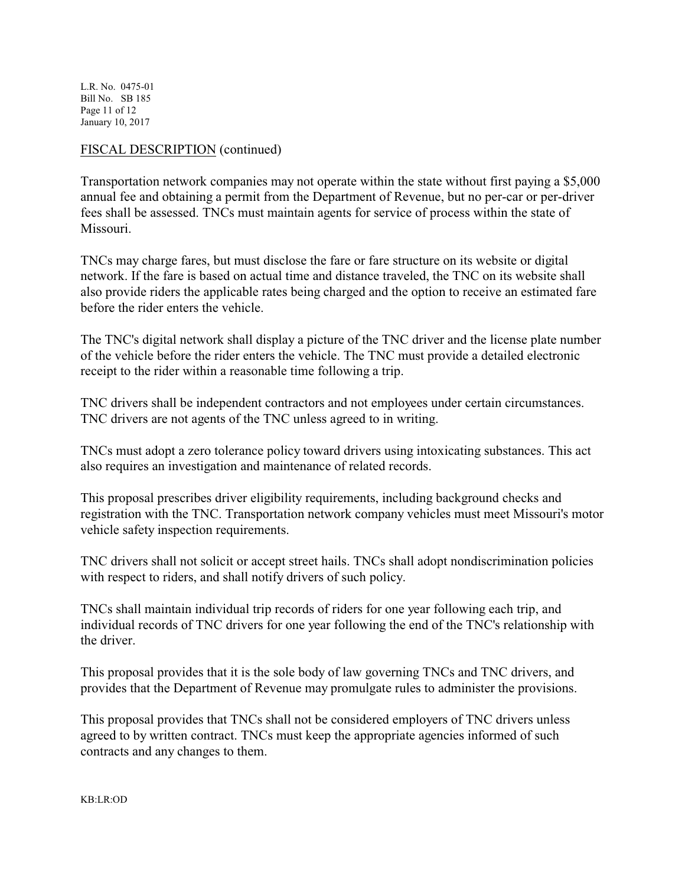FISCAL DESCRIPTION (continued)

Transportation network companies may not operate within the state without first paying a $5,000 annual fee and obtaining a permit from the Department of Revenue, but no per-car or per-driver fees shall be assessed. TNCs must maintain agents for service of process within the state of Missouri.

TNCs may charge fares, but must disclose the fare or fare structure on its website or digital network. If the fare is based on actual time and distance traveled, the TNC on its website shall also provide riders the applicable rates being charged and the option to receive an estimated fare before the rider enters the vehicle.

The TNC's digital network shall display a picture of the TNC driver and the license plate number of the vehicle before the rider enters the vehicle. The TNC must provide a detailed electronic receipt to the rider within a reasonable time following a trip.

TNC drivers shall be independent contractors and not employees under certain circumstances. TNC drivers are not agents of the TNC unless agreed to in writing.

TNCs must adopt a zero tolerance policy toward drivers using intoxicating substances. This act also requires an investigation and maintenance of related records.

This proposal prescribes driver eligibility requirements, including background checks and registration with the TNC. Transportation network company vehicles must meet Missouri's motor vehicle safety inspection requirements.

TNC drivers shall not solicit or accept street hails. TNCs shall adopt nondiscrimination policies with respect to riders, and shall notify drivers of such policy.

TNCs shall maintain individual trip records of riders for one year following each trip, and individual records of TNC drivers for one year following the end of the TNC's relationship with the driver.

This proposal provides that it is the sole body of law governing TNCs and TNC drivers, and provides that the Department of Revenue may promulgate rules to administer the provisions.

This proposal provides that TNCs shall not be considered employers of TNC drivers unless agreed to by written contract. TNCs must keep the appropriate agencies informed of such contracts and any changes to them.

KB:LR:OD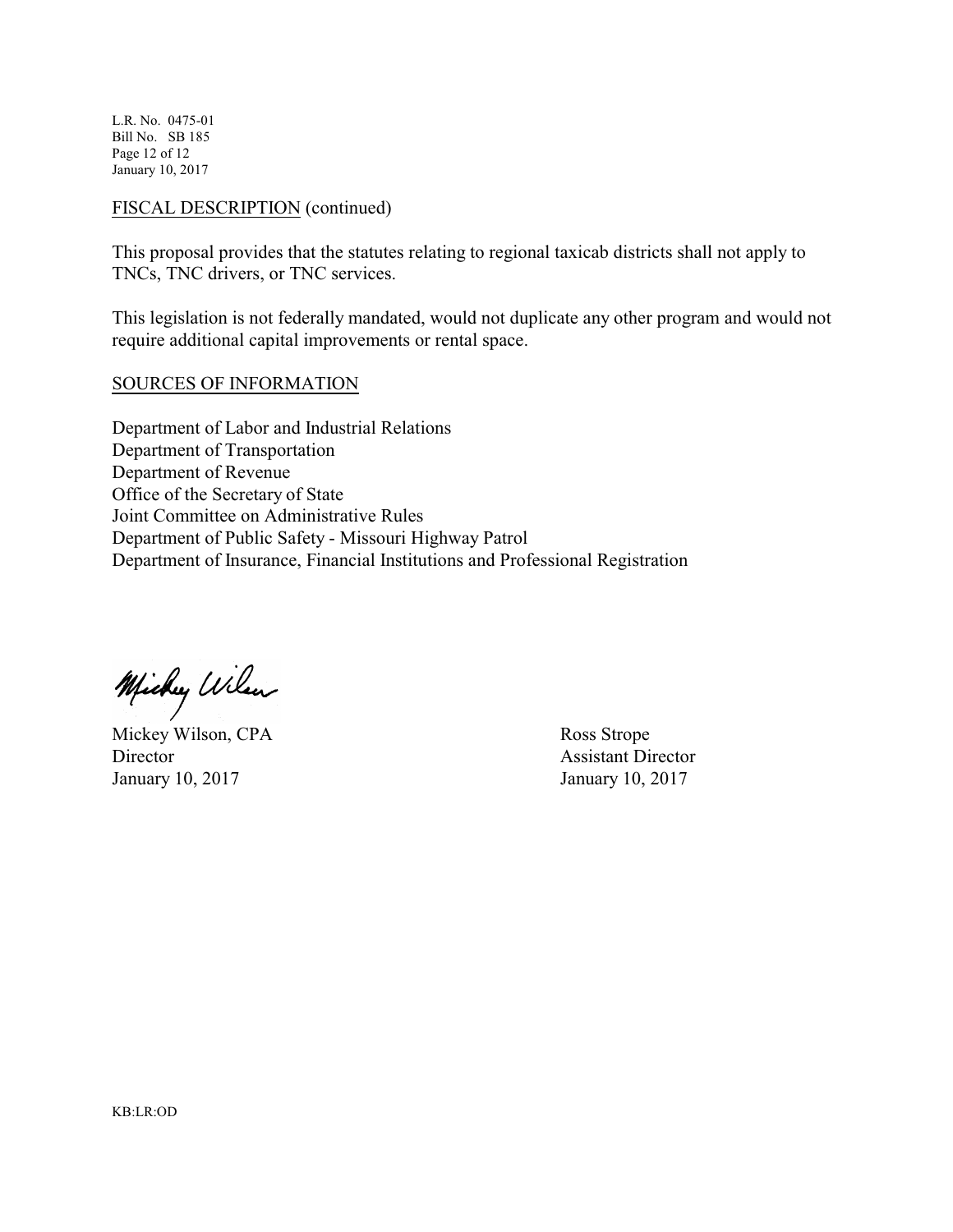FISCAL DESCRIPTION (continued)

This proposal provides that the statutes relating to regional taxicab districts shall not apply to TNCs, TNC drivers, or TNC services.

This legislation is not federally mandated, would not duplicate any other program and would not require additional capital improvements or rental space.

SOURCES OF INFORMATION

Department of Labor and Industrial Relations
Department of Transportation
Department of Revenue
Office of the Secretary of State
Joint Committee on Administrative Rules
Department of Public Safety - Missouri Highway Patrol
Department of Insurance, Financial Institutions and Professional Registration

Mickey Wilson, CPA
Director
January 10, 2017

Ross Strope
Assistant Director
January 10, 2017

KB:LR:OD